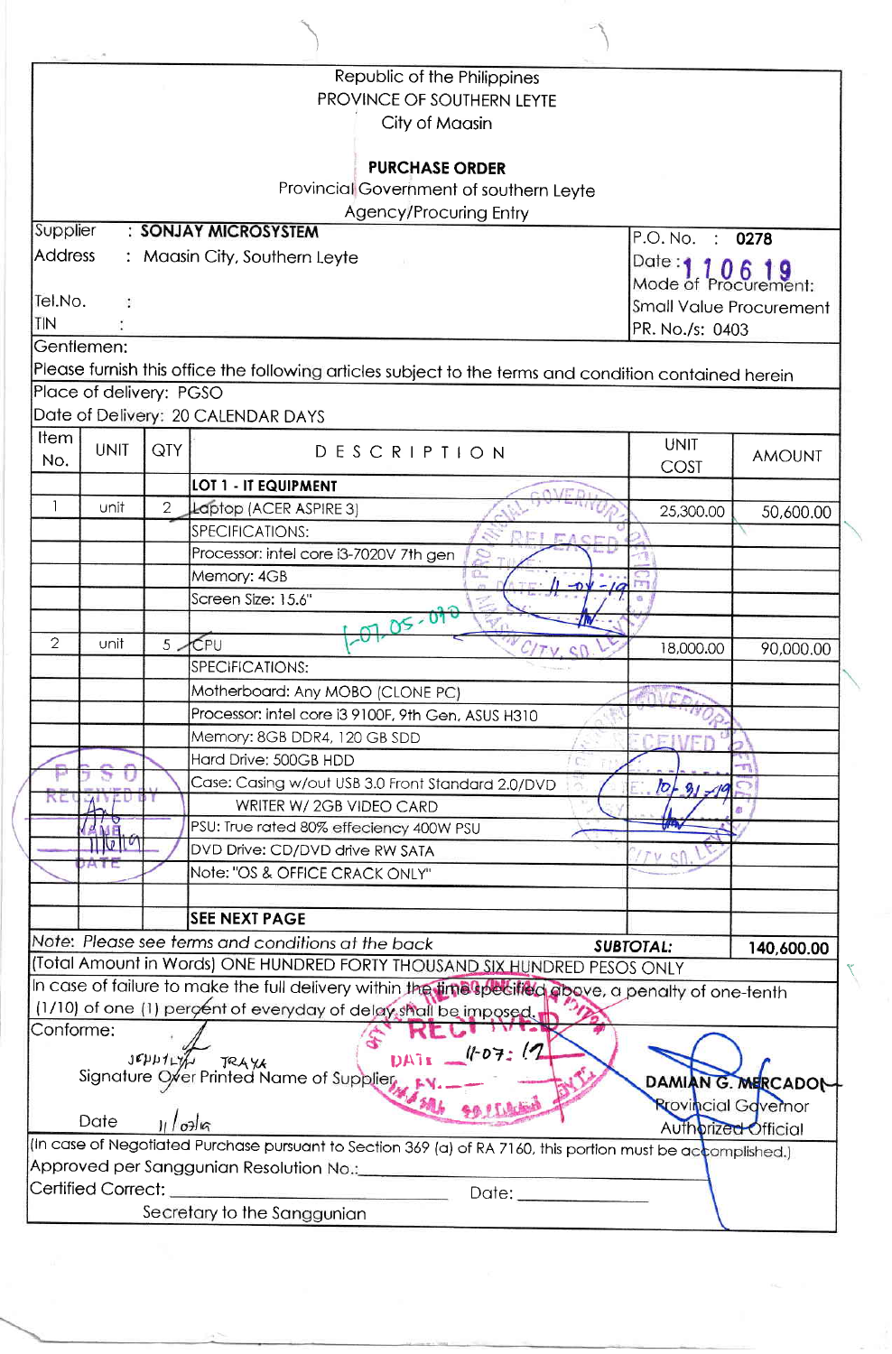Republic of the Philippines
PROVINCE OF SOUTHERN LEYTE
City of Maasin

**PURCHASE ORDER**
Provincial Government of southern Leyte
Agency/Procuring Entry

Supplier : **SONJAY MICROSYSTEM**
Address : Maasin City, Southern Leyte
Tel.No. :
TIN :

P.O. No. : **0278**
Date : 110619
Mode of Procurement: Small Value Procurement
PR. No./s: 0403

Gentlemen:
Please furnish this office the following articles subject to the terms and condition contained herein
Place of delivery: PGSO
Date of Delivery: 20 CALENDAR DAYS

| Item No. | UNIT | QTY | DESCRIPTION | UNIT COST | AMOUNT |
|---|---|---|---|---|---|
| | | | **LOT 1 - IT EQUIPMENT** | | |
| 1 | unit | 2 | Laptop (ACER ASPIRE 3) | 25,300.00 | 50,600.00 |
| | | | SPECIFICATIONS: | | |
| | | | Processor: intel core i3-7020V 7th gen | | |
| | | | Memory: 4GB | | |
| | | | Screen Size: 15.6" | | |
| 2 | unit | 5 | CPU | 18,000.00 | 90,000.00 |
| | | | SPECIFICATIONS: | | |
| | | | Motherboard: Any MOBO (CLONE PC) | | |
| | | | Processor: intel core i3 9100F, 9th Gen, ASUS H310 | | |
| | | | Memory: 8GB DDR4, 120 GB SDD | | |
| | | | Hard Drive: 500GB HDD | | |
| | | | Case: Casing w/out USB 3.0 Front Standard 2.0/DVD WRITER W/ 2GB VIDEO CARD | | |
| | | | PSU: True rated 80% effeciency 400W PSU | | |
| | | | DVD Drive: CD/DVD drive RW SATA | | |
| | | | Note: "OS & OFFICE CRACK ONLY" | | |
| | | | | | |
| | | | **SEE NEXT PAGE** | | |

Note: *Please see terms and conditions at the back* **SUBTOTAL:** **140,600.00**

(Total Amount in Words) ONE HUNDRED FORTY THOUSAND SIX HUNDRED PESOS ONLY

In case of failure to make the full delivery within the time specified above, a penalty of one-tenth (1/10) of one (1) percent of everyday of delay shall be imposed.

Conforme:

JEPPTLYN TRAYA
Signature Over Printed Name of Supplier

Date 11/07/19

**DAMIAN G. MERCADO**
Provincial Governor
Authorized Official

(In case of Negotiated Purchase pursuant to Section 369 (a) of RA 7160, this portion must be accomplished.)

Approved per Sanggunian Resolution No.:____________________

Certified Correct: ____________________ Date: ____________

Secretary to the Sanggunian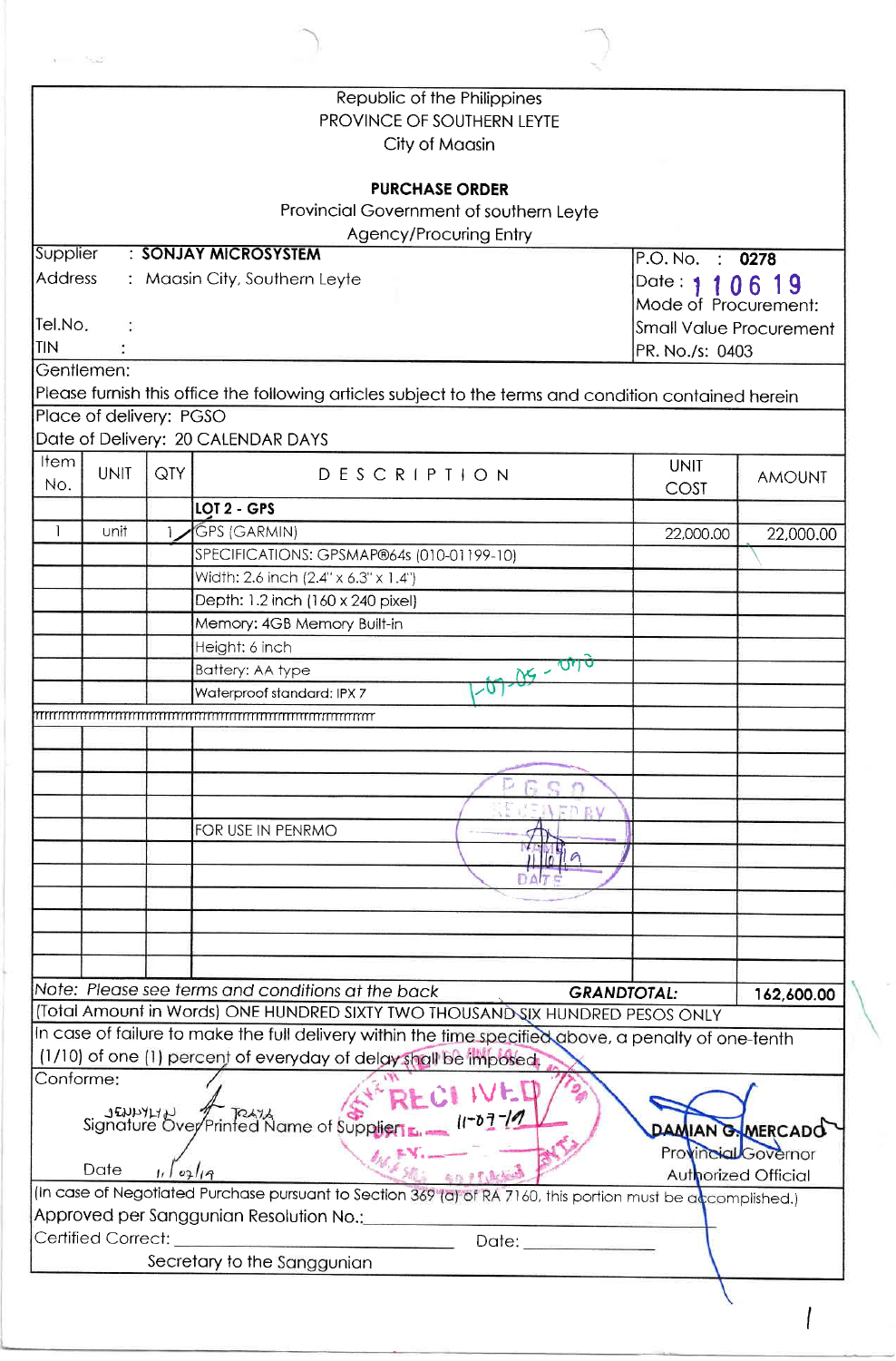Republic of the Philippines
PROVINCE OF SOUTHERN LEYTE
City of Maasin

**PURCHASE ORDER**

Provincial Government of southern Leyte
Agency/Procuring Entry

| | |
|---|---|
| Supplier : **SONJAY MICROSYSTEM** | P.O. No. : **0278** |
| Address : Maasin City, Southern Leyte | Date : 1 1 06 19 |
| | Mode of Procurement: |
| Tel.No. : | Small Value Procurement |
| TIN : | PR. No./s: 0403 |

Gentlemen:

Please furnish this office the following articles subject to the terms and condition contained herein

Place of delivery: PGSO

Date of Delivery: 20 CALENDAR DAYS

| Item No. | UNIT | QTY | DESCRIPTION | UNIT COST | AMOUNT |
|---|---|---|---|---|---|
| | | | **LOT 2 - GPS** | | |
| 1 | unit | 1 | GPS (GARMIN) | 22,000.00 | 22,000.00 |
| | | | SPECIFICATIONS: GPSMAP®64s (010-01199-10) | | |
| | | | Width: 2.6 inch (2.4" x 6.3" x 1.4") | | |
| | | | Depth: 1.2 inch (160 x 240 pixel) | | |
| | | | Memory: 4GB Memory Built-in | | |
| | | | Height: 6 inch | | |
| | | | Battery: AA type | | |
| | | | Waterproof standard: IPX 7 | | |
| | | | FOR USE IN PENRMO | | |

1-07-05-0110

PGSO RECEIVED BY 11/10/19 DATE

*Note: Please see terms and conditions at the back* **GRANDTOTAL: 162,600.00**

(Total Amount in Words) ONE HUNDRED SIXTY TWO THOUSAND SIX HUNDRED PESOS ONLY

In case of failure to make the full delivery within the time specified above, a penalty of one-tenth (1/10) of one (1) percent of everyday of delay shall be imposed.

Conforme:

JENNYLYN TRAYA
Signature Over Printed Name of Supplier

Date 11/07/19

RECEIVED 11-07-19

**DAMIAN G. MERCADO**
Provincial Governor
Authorized Official

(In case of Negotiated Purchase pursuant to Section 369 (a) of RA 7160, this portion must be accomplished.)

Approved per Sangguinan Resolution No.:\_\_\_\_\_\_\_\_\_\_\_\_\_\_\_\_\_\_\_\_

Certified Correct: \_\_\_\_\_\_\_\_\_\_\_\_\_\_\_\_\_\_\_\_ Date: \_\_\_\_\_\_\_\_\_\_

Secretary to the Sanggunian